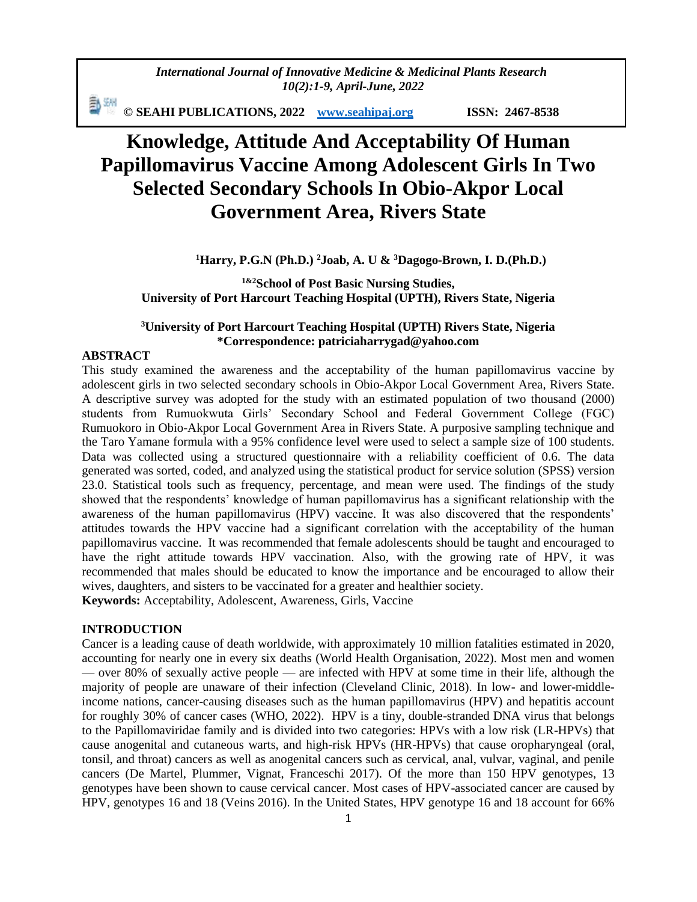# Knowledge, Attitude And Acceptability Of Human Papillomavirus Vaccine Among Adolescent Girls In Two Selected Secondary Schools In Obio-Akpor Local Government Area, Rivers State

**[1]Harry, P.G.N (Ph.D.) [2]Joab, A. U & [3]Dagogo-Brown, I. D.(Ph.D.)**

**[1&2]School of Post Basic Nursing Studies, University of Port Harcourt Teaching Hospital (UPTH), Rivers State, Nigeria**

**[3]University of Port Harcourt Teaching Hospital (UPTH) Rivers State, Nigeria**
**\*Correspondence: patriciaharrygad@yahoo.com**

## ABSTRACT

This study examined the awareness and the acceptability of the human papillomavirus vaccine by adolescent girls in two selected secondary schools in Obio-Akpor Local Government Area, Rivers State. A descriptive survey was adopted for the study with an estimated population of two thousand (2000) students from Rumuokwuta Girls' Secondary School and Federal Government College (FGC) Rumuokoro in Obio-Akpor Local Government Area in Rivers State. A purposive sampling technique and the Taro Yamane formula with a 95% confidence level were used to select a sample size of 100 students. Data was collected using a structured questionnaire with a reliability coefficient of 0.6. The data generated was sorted, coded, and analyzed using the statistical product for service solution (SPSS) version 23.0. Statistical tools such as frequency, percentage, and mean were used. The findings of the study showed that the respondents' knowledge of human papillomavirus has a significant relationship with the awareness of the human papillomavirus (HPV) vaccine. It was also discovered that the respondents' attitudes towards the HPV vaccine had a significant correlation with the acceptability of the human papillomavirus vaccine. It was recommended that female adolescents should be taught and encouraged to have the right attitude towards HPV vaccination. Also, with the growing rate of HPV, it was recommended that males should be educated to know the importance and be encouraged to allow their wives, daughters, and sisters to be vaccinated for a greater and healthier society.

**Keywords:** Acceptability, Adolescent, Awareness, Girls, Vaccine

## INTRODUCTION

Cancer is a leading cause of death worldwide, with approximately 10 million fatalities estimated in 2020, accounting for nearly one in every six deaths (World Health Organisation, 2022). Most men and women — over 80% of sexually active people — are infected with HPV at some time in their life, although the majority of people are unaware of their infection (Cleveland Clinic, 2018). In low- and lower-middle-income nations, cancer-causing diseases such as the human papillomavirus (HPV) and hepatitis account for roughly 30% of cancer cases (WHO, 2022). HPV is a tiny, double-stranded DNA virus that belongs to the Papillomaviridae family and is divided into two categories: HPVs with a low risk (LR-HPVs) that cause anogenital and cutaneous warts, and high-risk HPVs (HR-HPVs) that cause oropharyngeal (oral, tonsil, and throat) cancers as well as anogenital cancers such as cervical, anal, vulvar, vaginal, and penile cancers (De Martel, Plummer, Vignat, Franceschi 2017). Of the more than 150 HPV genotypes, 13 genotypes have been shown to cause cervical cancer. Most cases of HPV-associated cancer are caused by HPV, genotypes 16 and 18 (Veins 2016). In the United States, HPV genotype 16 and 18 account for 66%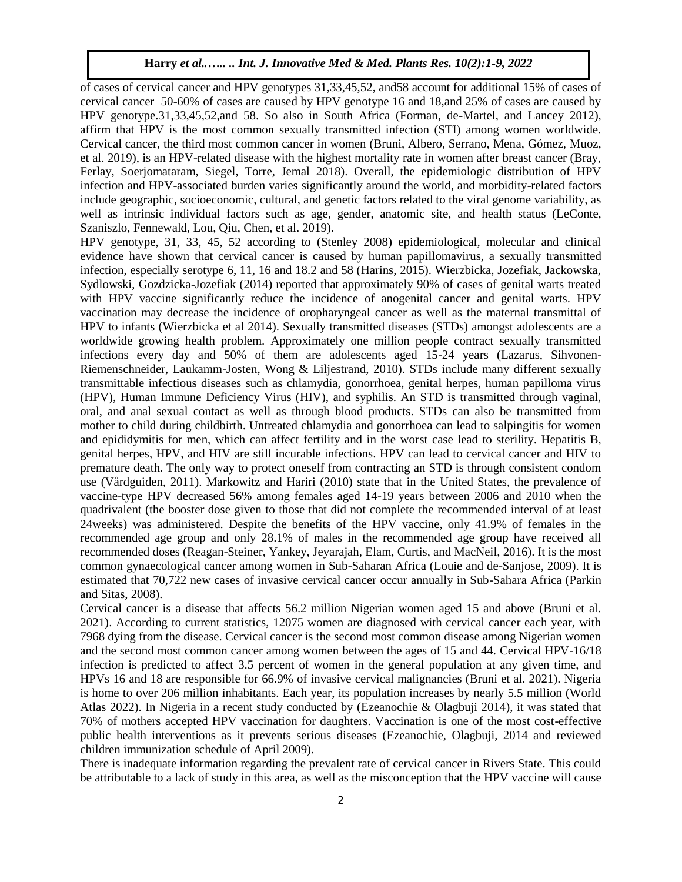of cases of cervical cancer and HPV genotypes 31,33,45,52, and58 account for additional 15% of cases of cervical cancer 50-60% of cases are caused by HPV genotype 16 and 18,and 25% of cases are caused by HPV genotype.31,33,45,52,and 58. So also in South Africa (Forman, de-Martel, and Lancey 2012), affirm that HPV is the most common sexually transmitted infection (STI) among women worldwide. Cervical cancer, the third most common cancer in women (Bruni, Albero, Serrano, Mena, Gómez, Muoz, et al. 2019), is an HPV-related disease with the highest mortality rate in women after breast cancer (Bray, Ferlay, Soerjomataram, Siegel, Torre, Jemal 2018). Overall, the epidemiologic distribution of HPV infection and HPV-associated burden varies significantly around the world, and morbidity-related factors include geographic, socioeconomic, cultural, and genetic factors related to the viral genome variability, as well as intrinsic individual factors such as age, gender, anatomic site, and health status (LeConte, Szaniszlo, Fennewald, Lou, Qiu, Chen, et al. 2019).

HPV genotype, 31, 33, 45, 52 according to (Stenley 2008) epidemiological, molecular and clinical evidence have shown that cervical cancer is caused by human papillomavirus, a sexually transmitted infection, especially serotype 6, 11, 16 and 18.2 and 58 (Harins, 2015). Wierzbicka, Jozefiak, Jackowska, Sydlowski, Gozdzicka-Jozefiak (2014) reported that approximately 90% of cases of genital warts treated with HPV vaccine significantly reduce the incidence of anogenital cancer and genital warts. HPV vaccination may decrease the incidence of oropharyngeal cancer as well as the maternal transmittal of HPV to infants (Wierzbicka et al 2014). Sexually transmitted diseases (STDs) amongst adolescents are a worldwide growing health problem. Approximately one million people contract sexually transmitted infections every day and 50% of them are adolescents aged 15-24 years (Lazarus, Sihvonen-Riemenschneider, Laukamm-Josten, Wong & Liljestrand, 2010). STDs include many different sexually transmittable infectious diseases such as chlamydia, gonorrhoea, genital herpes, human papilloma virus (HPV), Human Immune Deficiency Virus (HIV), and syphilis. An STD is transmitted through vaginal, oral, and anal sexual contact as well as through blood products. STDs can also be transmitted from mother to child during childbirth. Untreated chlamydia and gonorrhoea can lead to salpingitis for women and epididymitis for men, which can affect fertility and in the worst case lead to sterility. Hepatitis B, genital herpes, HPV, and HIV are still incurable infections. HPV can lead to cervical cancer and HIV to premature death. The only way to protect oneself from contracting an STD is through consistent condom use (Vårdguiden, 2011). Markowitz and Hariri (2010) state that in the United States, the prevalence of vaccine-type HPV decreased 56% among females aged 14-19 years between 2006 and 2010 when the quadrivalent (the booster dose given to those that did not complete the recommended interval of at least 24weeks) was administered. Despite the benefits of the HPV vaccine, only 41.9% of females in the recommended age group and only 28.1% of males in the recommended age group have received all recommended doses (Reagan-Steiner, Yankey, Jeyarajah, Elam, Curtis, and MacNeil, 2016). It is the most common gynaecological cancer among women in Sub-Saharan Africa (Louie and de-Sanjose, 2009). It is estimated that 70,722 new cases of invasive cervical cancer occur annually in Sub-Sahara Africa (Parkin and Sitas, 2008).

Cervical cancer is a disease that affects 56.2 million Nigerian women aged 15 and above (Bruni et al. 2021). According to current statistics, 12075 women are diagnosed with cervical cancer each year, with 7968 dying from the disease. Cervical cancer is the second most common disease among Nigerian women and the second most common cancer among women between the ages of 15 and 44. Cervical HPV-16/18 infection is predicted to affect 3.5 percent of women in the general population at any given time, and HPVs 16 and 18 are responsible for 66.9% of invasive cervical malignancies (Bruni et al. 2021). Nigeria is home to over 206 million inhabitants. Each year, its population increases by nearly 5.5 million (World Atlas 2022). In Nigeria in a recent study conducted by (Ezeanochie & Olagbuji 2014), it was stated that 70% of mothers accepted HPV vaccination for daughters. Vaccination is one of the most cost-effective public health interventions as it prevents serious diseases (Ezeanochie, Olagbuji, 2014 and reviewed children immunization schedule of April 2009).

There is inadequate information regarding the prevalent rate of cervical cancer in Rivers State. This could be attributable to a lack of study in this area, as well as the misconception that the HPV vaccine will cause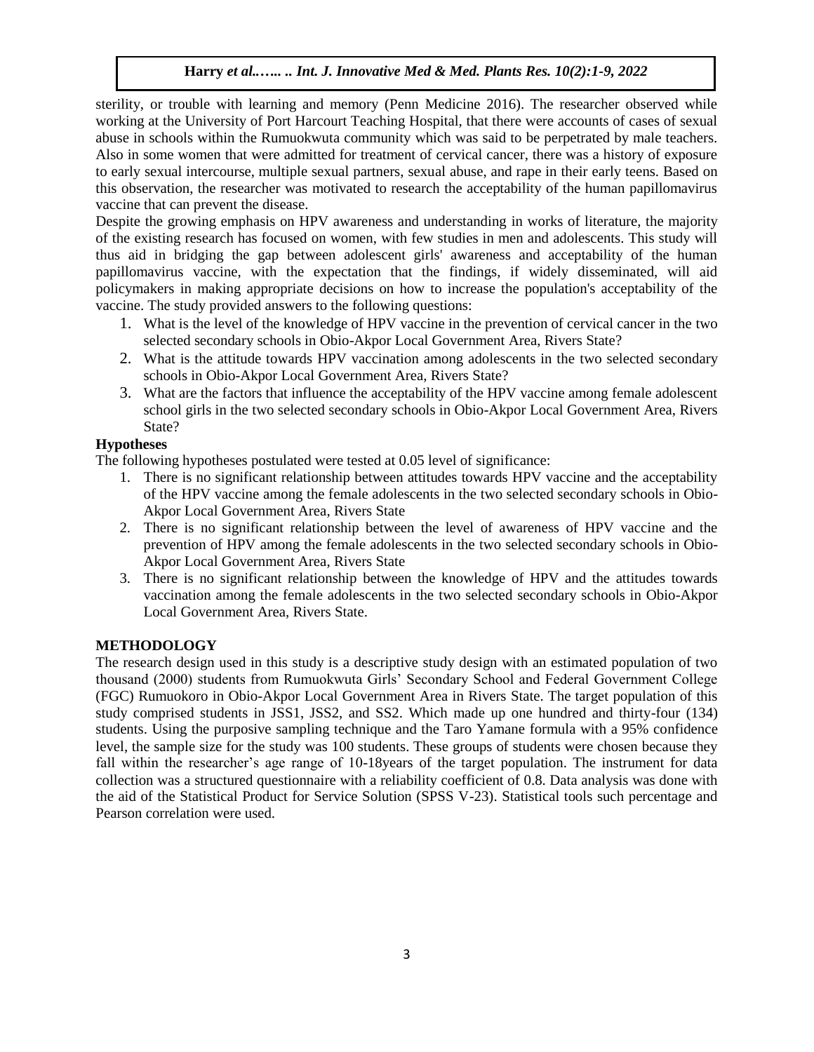sterility, or trouble with learning and memory (Penn Medicine 2016). The researcher observed while working at the University of Port Harcourt Teaching Hospital, that there were accounts of cases of sexual abuse in schools within the Rumuokwuta community which was said to be perpetrated by male teachers. Also in some women that were admitted for treatment of cervical cancer, there was a history of exposure to early sexual intercourse, multiple sexual partners, sexual abuse, and rape in their early teens. Based on this observation, the researcher was motivated to research the acceptability of the human papillomavirus vaccine that can prevent the disease.

Despite the growing emphasis on HPV awareness and understanding in works of literature, the majority of the existing research has focused on women, with few studies in men and adolescents. This study will thus aid in bridging the gap between adolescent girls' awareness and acceptability of the human papillomavirus vaccine, with the expectation that the findings, if widely disseminated, will aid policymakers in making appropriate decisions on how to increase the population's acceptability of the vaccine. The study provided answers to the following questions:

1. What is the level of the knowledge of HPV vaccine in the prevention of cervical cancer in the two selected secondary schools in Obio-Akpor Local Government Area, Rivers State?
2. What is the attitude towards HPV vaccination among adolescents in the two selected secondary schools in Obio-Akpor Local Government Area, Rivers State?
3. What are the factors that influence the acceptability of the HPV vaccine among female adolescent school girls in the two selected secondary schools in Obio-Akpor Local Government Area, Rivers State?

**Hypotheses**

The following hypotheses postulated were tested at 0.05 level of significance:

1. There is no significant relationship between attitudes towards HPV vaccine and the acceptability of the HPV vaccine among the female adolescents in the two selected secondary schools in Obio-Akpor Local Government Area, Rivers State
2. There is no significant relationship between the level of awareness of HPV vaccine and the prevention of HPV among the female adolescents in the two selected secondary schools in Obio-Akpor Local Government Area, Rivers State
3. There is no significant relationship between the knowledge of HPV and the attitudes towards vaccination among the female adolescents in the two selected secondary schools in Obio-Akpor Local Government Area, Rivers State.

## METHODOLOGY

The research design used in this study is a descriptive study design with an estimated population of two thousand (2000) students from Rumuokwuta Girls' Secondary School and Federal Government College (FGC) Rumuokoro in Obio-Akpor Local Government Area in Rivers State. The target population of this study comprised students in JSS1, JSS2, and SS2. Which made up one hundred and thirty-four (134) students. Using the purposive sampling technique and the Taro Yamane formula with a 95% confidence level, the sample size for the study was 100 students. These groups of students were chosen because they fall within the researcher's age range of 10-18years of the target population. The instrument for data collection was a structured questionnaire with a reliability coefficient of 0.8. Data analysis was done with the aid of the Statistical Product for Service Solution (SPSS V-23). Statistical tools such percentage and Pearson correlation were used.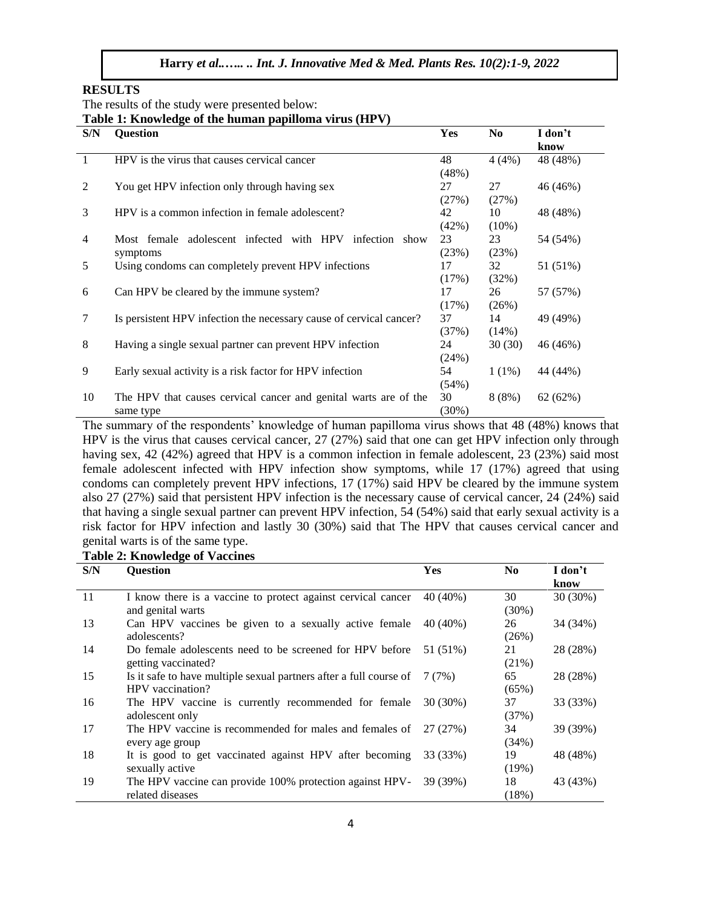## RESULTS

The results of the study were presented below:

**Table 1: Knowledge of the human papilloma virus (HPV)**

| S/N | Question | Yes | No | I don't know |
|---|---|---|---|---|
| 1 | HPV is the virus that causes cervical cancer | 48 (48%) | 4 (4%) | 48 (48%) |
| 2 | You get HPV infection only through having sex | 27 (27%) | 27 (27%) | 46 (46%) |
| 3 | HPV is a common infection in female adolescent? | 42 (42%) | 10 (10%) | 48 (48%) |
| 4 | Most female adolescent infected with HPV infection show symptoms | 23 (23%) | 23 (23%) | 54 (54%) |
| 5 | Using condoms can completely prevent HPV infections | 17 (17%) | 32 (32%) | 51 (51%) |
| 6 | Can HPV be cleared by the immune system? | 17 (17%) | 26 (26%) | 57 (57%) |
| 7 | Is persistent HPV infection the necessary cause of cervical cancer? | 37 (37%) | 14 (14%) | 49 (49%) |
| 8 | Having a single sexual partner can prevent HPV infection | 24 (24%) | 30 (30) | 46 (46%) |
| 9 | Early sexual activity is a risk factor for HPV infection | 54 (54%) | 1 (1%) | 44 (44%) |
| 10 | The HPV that causes cervical cancer and genital warts are of the same type | 30 (30%) | 8 (8%) | 62 (62%) |

The summary of the respondents' knowledge of human papilloma virus shows that 48 (48%) knows that HPV is the virus that causes cervical cancer, 27 (27%) said that one can get HPV infection only through having sex, 42 (42%) agreed that HPV is a common infection in female adolescent, 23 (23%) said most female adolescent infected with HPV infection show symptoms, while 17 (17%) agreed that using condoms can completely prevent HPV infections, 17 (17%) said HPV be cleared by the immune system also 27 (27%) said that persistent HPV infection is the necessary cause of cervical cancer, 24 (24%) said that having a single sexual partner can prevent HPV infection, 54 (54%) said that early sexual activity is a risk factor for HPV infection and lastly 30 (30%) said that The HPV that causes cervical cancer and genital warts is of the same type.

**Table 2: Knowledge of Vaccines**

| S/N | Question | Yes | No | I don't know |
|---|---|---|---|---|
| 11 | I know there is a vaccine to protect against cervical cancer and genital warts | 40 (40%) | 30 (30%) | 30 (30%) |
| 13 | Can HPV vaccines be given to a sexually active female adolescents? | 40 (40%) | 26 (26%) | 34 (34%) |
| 14 | Do female adolescents need to be screened for HPV before getting vaccinated? | 51 (51%) | 21 (21%) | 28 (28%) |
| 15 | Is it safe to have multiple sexual partners after a full course of HPV vaccination? | 7 (7%) | 65 (65%) | 28 (28%) |
| 16 | The HPV vaccine is currently recommended for female adolescent only | 30 (30%) | 37 (37%) | 33 (33%) |
| 17 | The HPV vaccine is recommended for males and females of every age group | 27 (27%) | 34 (34%) | 39 (39%) |
| 18 | It is good to get vaccinated against HPV after becoming sexually active | 33 (33%) | 19 (19%) | 48 (48%) |
| 19 | The HPV vaccine can provide 100% protection against HPV-related diseases | 39 (39%) | 18 (18%) | 43 (43%) |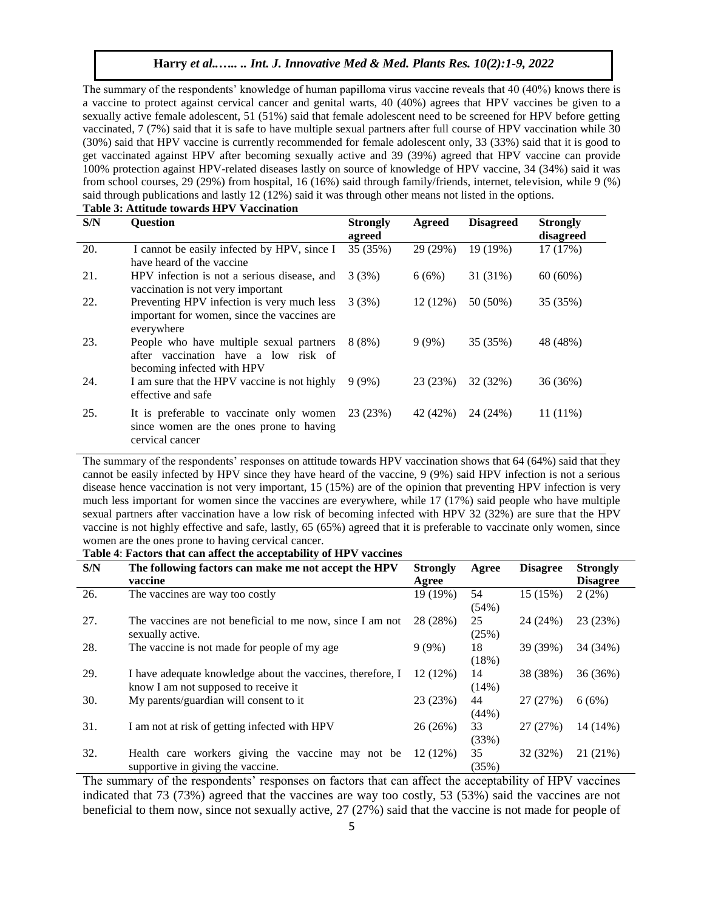The summary of the respondents' knowledge of human papilloma virus vaccine reveals that 40 (40%) knows there is a vaccine to protect against cervical cancer and genital warts, 40 (40%) agrees that HPV vaccines be given to a sexually active female adolescent, 51 (51%) said that female adolescent need to be screened for HPV before getting vaccinated, 7 (7%) said that it is safe to have multiple sexual partners after full course of HPV vaccination while 30 (30%) said that HPV vaccine is currently recommended for female adolescent only, 33 (33%) said that it is good to get vaccinated against HPV after becoming sexually active and 39 (39%) agreed that HPV vaccine can provide 100% protection against HPV-related diseases lastly on source of knowledge of HPV vaccine, 34 (34%) said it was from school courses, 29 (29%) from hospital, 16 (16%) said through family/friends, internet, television, while 9 (%) said through publications and lastly 12 (12%) said it was through other means not listed in the options.

**Table 3: Attitude towards HPV Vaccination**

| S/N | Question | Strongly agreed | Agreed | Disagreed | Strongly disagreed |
|---|---|---|---|---|---|
| 20. | I cannot be easily infected by HPV, since I have heard of the vaccine | 35 (35%) | 29 (29%) | 19 (19%) | 17 (17%) |
| 21. | HPV infection is not a serious disease, and vaccination is not very important | 3 (3%) | 6 (6%) | 31 (31%) | 60 (60%) |
| 22. | Preventing HPV infection is very much less important for women, since the vaccines are everywhere | 3 (3%) | 12 (12%) | 50 (50%) | 35 (35%) |
| 23. | People who have multiple sexual partners after vaccination have a low risk of becoming infected with HPV | 8 (8%) | 9 (9%) | 35 (35%) | 48 (48%) |
| 24. | I am sure that the HPV vaccine is not highly effective and safe | 9 (9%) | 23 (23%) | 32 (32%) | 36 (36%) |
| 25. | It is preferable to vaccinate only women since women are the ones prone to having cervical cancer | 23 (23%) | 42 (42%) | 24 (24%) | 11 (11%) |

The summary of the respondents' responses on attitude towards HPV vaccination shows that 64 (64%) said that they cannot be easily infected by HPV since they have heard of the vaccine, 9 (9%) said HPV infection is not a serious disease hence vaccination is not very important, 15 (15%) are of the opinion that preventing HPV infection is very much less important for women since the vaccines are everywhere, while 17 (17%) said people who have multiple sexual partners after vaccination have a low risk of becoming infected with HPV 32 (32%) are sure that the HPV vaccine is not highly effective and safe, lastly, 65 (65%) agreed that it is preferable to vaccinate only women, since women are the ones prone to having cervical cancer.

**Table 4**: **Factors that can affect the acceptability of HPV vaccines**

| S/N | The following factors can make me not accept the HPV vaccine | Strongly Agree | Agree | Disagree | Strongly Disagree |
|---|---|---|---|---|---|
| 26. | The vaccines are way too costly | 19 (19%) | 54 (54%) | 15 (15%) | 2 (2%) |
| 27. | The vaccines are not beneficial to me now, since I am not sexually active. | 28 (28%) | 25 (25%) | 24 (24%) | 23 (23%) |
| 28. | The vaccine is not made for people of my age | 9 (9%) | 18 (18%) | 39 (39%) | 34 (34%) |
| 29. | I have adequate knowledge about the vaccines, therefore, I know I am not supposed to receive it | 12 (12%) | 14 (14%) | 38 (38%) | 36 (36%) |
| 30. | My parents/guardian will consent to it | 23 (23%) | 44 (44%) | 27 (27%) | 6 (6%) |
| 31. | I am not at risk of getting infected with HPV | 26 (26%) | 33 (33%) | 27 (27%) | 14 (14%) |
| 32. | Health care workers giving the vaccine may not be supportive in giving the vaccine. | 12 (12%) | 35 (35%) | 32 (32%) | 21 (21%) |

The summary of the respondents' responses on factors that can affect the acceptability of HPV vaccines indicated that 73 (73%) agreed that the vaccines are way too costly, 53 (53%) said the vaccines are not beneficial to them now, since not sexually active, 27 (27%) said that the vaccine is not made for people of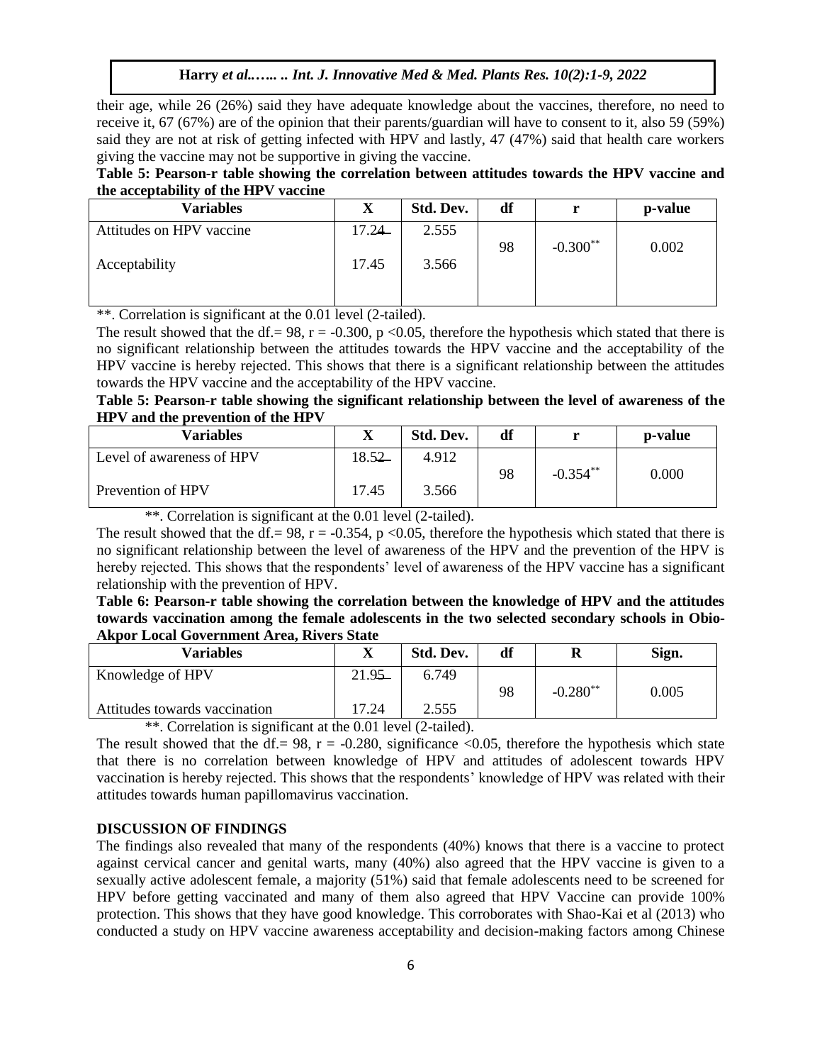their age, while 26 (26%) said they have adequate knowledge about the vaccines, therefore, no need to receive it, 67 (67%) are of the opinion that their parents/guardian will have to consent to it, also 59 (59%) said they are not at risk of getting infected with HPV and lastly, 47 (47%) said that health care workers giving the vaccine may not be supportive in giving the vaccine.

**Table 5: Pearson-r table showing the correlation between attitudes towards the HPV vaccine and the acceptability of the HPV vaccine**

| Variables | X | Std. Dev. | df | r | p-value |
|---|---|---|---|---|---|
| Attitudes on HPV vaccine | 17.24 | 2.555 | 98 | -0.300** | 0.002 |
| Acceptability | 17.45 | 3.566 | | | |

**. Correlation is significant at the 0.01 level (2-tailed).

The result showed that the df.= 98, r = -0.300, $p < 0.05$, therefore the hypothesis which stated that there is no significant relationship between the attitudes towards the HPV vaccine and the acceptability of the HPV vaccine is hereby rejected. This shows that there is a significant relationship between the attitudes towards the HPV vaccine and the acceptability of the HPV vaccine.

**Table 5: Pearson-r table showing the significant relationship between the level of awareness of the HPV and the prevention of the HPV**

| Variables | X | Std. Dev. | df | r | p-value |
|---|---|---|---|---|---|
| Level of awareness of HPV | 18.52 | 4.912 | 98 | -0.354** | 0.000 |
| Prevention of HPV | 17.45 | 3.566 | | | |

**. Correlation is significant at the 0.01 level (2-tailed).

The result showed that the df.= 98, r = -0.354, $p < 0.05$, therefore the hypothesis which stated that there is no significant relationship between the level of awareness of the HPV and the prevention of the HPV is hereby rejected. This shows that the respondents' level of awareness of the HPV vaccine has a significant relationship with the prevention of HPV.

**Table 6: Pearson-r table showing the correlation between the knowledge of HPV and the attitudes towards vaccination among the female adolescents in the two selected secondary schools in Obio-Akpor Local Government Area, Rivers State**

| Variables | X | Std. Dev. | df | R | Sign. |
|---|---|---|---|---|---|
| Knowledge of HPV | 21.95 | 6.749 | 98 | -0.280** | 0.005 |
| Attitudes towards vaccination | 17.24 | 2.555 | | | |

**. Correlation is significant at the 0.01 level (2-tailed).

The result showed that the df.= 98, r = -0.280, significance <0.05, therefore the hypothesis which state that there is no correlation between knowledge of HPV and attitudes of adolescent towards HPV vaccination is hereby rejected. This shows that the respondents' knowledge of HPV was related with their attitudes towards human papillomavirus vaccination.

## DISCUSSION OF FINDINGS

The findings also revealed that many of the respondents (40%) knows that there is a vaccine to protect against cervical cancer and genital warts, many (40%) also agreed that the HPV vaccine is given to a sexually active adolescent female, a majority (51%) said that female adolescents need to be screened for HPV before getting vaccinated and many of them also agreed that HPV Vaccine can provide 100% protection. This shows that they have good knowledge. This corroborates with Shao-Kai et al (2013) who conducted a study on HPV vaccine awareness acceptability and decision-making factors among Chinese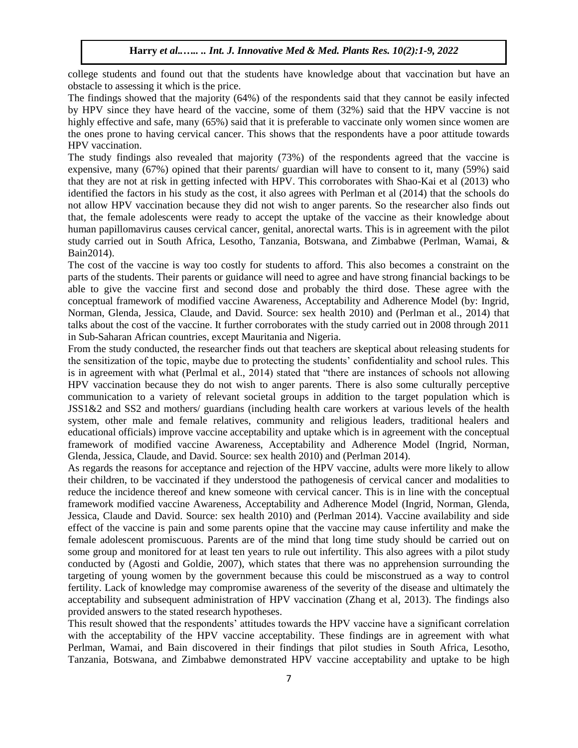college students and found out that the students have knowledge about that vaccination but have an obstacle to assessing it which is the price.

The findings showed that the majority (64%) of the respondents said that they cannot be easily infected by HPV since they have heard of the vaccine, some of them (32%) said that the HPV vaccine is not highly effective and safe, many (65%) said that it is preferable to vaccinate only women since women are the ones prone to having cervical cancer. This shows that the respondents have a poor attitude towards HPV vaccination.

The study findings also revealed that majority (73%) of the respondents agreed that the vaccine is expensive, many (67%) opined that their parents/ guardian will have to consent to it, many (59%) said that they are not at risk in getting infected with HPV. This corroborates with Shao-Kai et al (2013) who identified the factors in his study as the cost, it also agrees with Perlman et al (2014) that the schools do not allow HPV vaccination because they did not wish to anger parents. So the researcher also finds out that, the female adolescents were ready to accept the uptake of the vaccine as their knowledge about human papillomavirus causes cervical cancer, genital, anorectal warts. This is in agreement with the pilot study carried out in South Africa, Lesotho, Tanzania, Botswana, and Zimbabwe (Perlman, Wamai, & Bain2014).

The cost of the vaccine is way too costly for students to afford. This also becomes a constraint on the parts of the students. Their parents or guidance will need to agree and have strong financial backings to be able to give the vaccine first and second dose and probably the third dose. These agree with the conceptual framework of modified vaccine Awareness, Acceptability and Adherence Model (by: Ingrid, Norman, Glenda, Jessica, Claude, and David. Source: sex health 2010) and (Perlman et al., 2014) that talks about the cost of the vaccine. It further corroborates with the study carried out in 2008 through 2011 in Sub-Saharan African countries, except Mauritania and Nigeria.

From the study conducted, the researcher finds out that teachers are skeptical about releasing students for the sensitization of the topic, maybe due to protecting the students' confidentiality and school rules. This is in agreement with what (Perlmal et al., 2014) stated that "there are instances of schools not allowing HPV vaccination because they do not wish to anger parents. There is also some culturally perceptive communication to a variety of relevant societal groups in addition to the target population which is JSS1&2 and SS2 and mothers/ guardians (including health care workers at various levels of the health system, other male and female relatives, community and religious leaders, traditional healers and educational officials) improve vaccine acceptability and uptake which is in agreement with the conceptual framework of modified vaccine Awareness, Acceptability and Adherence Model (Ingrid, Norman, Glenda, Jessica, Claude, and David. Source: sex health 2010) and (Perlman 2014).

As regards the reasons for acceptance and rejection of the HPV vaccine, adults were more likely to allow their children, to be vaccinated if they understood the pathogenesis of cervical cancer and modalities to reduce the incidence thereof and knew someone with cervical cancer. This is in line with the conceptual framework modified vaccine Awareness, Acceptability and Adherence Model (Ingrid, Norman, Glenda, Jessica, Claude and David. Source: sex health 2010) and (Perlman 2014). Vaccine availability and side effect of the vaccine is pain and some parents opine that the vaccine may cause infertility and make the female adolescent promiscuous. Parents are of the mind that long time study should be carried out on some group and monitored for at least ten years to rule out infertility. This also agrees with a pilot study conducted by (Agosti and Goldie, 2007), which states that there was no apprehension surrounding the targeting of young women by the government because this could be misconstrued as a way to control fertility. Lack of knowledge may compromise awareness of the severity of the disease and ultimately the acceptability and subsequent administration of HPV vaccination (Zhang et al, 2013). The findings also provided answers to the stated research hypotheses.

This result showed that the respondents' attitudes towards the HPV vaccine have a significant correlation with the acceptability of the HPV vaccine acceptability. These findings are in agreement with what Perlman, Wamai, and Bain discovered in their findings that pilot studies in South Africa, Lesotho, Tanzania, Botswana, and Zimbabwe demonstrated HPV vaccine acceptability and uptake to be high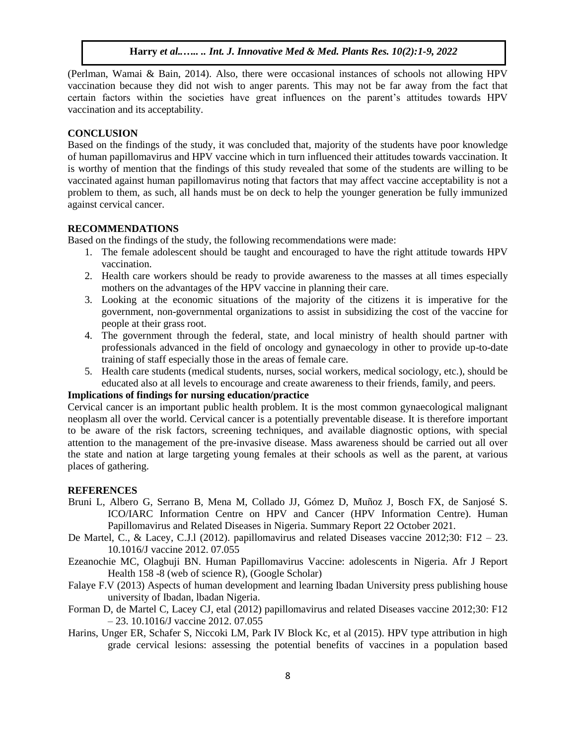(Perlman, Wamai & Bain, 2014). Also, there were occasional instances of schools not allowing HPV vaccination because they did not wish to anger parents. This may not be far away from the fact that certain factors within the societies have great influences on the parent's attitudes towards HPV vaccination and its acceptability.

## CONCLUSION

Based on the findings of the study, it was concluded that, majority of the students have poor knowledge of human papillomavirus and HPV vaccine which in turn influenced their attitudes towards vaccination. It is worthy of mention that the findings of this study revealed that some of the students are willing to be vaccinated against human papillomavirus noting that factors that may affect vaccine acceptability is not a problem to them, as such, all hands must be on deck to help the younger generation be fully immunized against cervical cancer.

## RECOMMENDATIONS

Based on the findings of the study, the following recommendations were made:

1. The female adolescent should be taught and encouraged to have the right attitude towards HPV vaccination.
2. Health care workers should be ready to provide awareness to the masses at all times especially mothers on the advantages of the HPV vaccine in planning their care.
3. Looking at the economic situations of the majority of the citizens it is imperative for the government, non-governmental organizations to assist in subsidizing the cost of the vaccine for people at their grass root.
4. The government through the federal, state, and local ministry of health should partner with professionals advanced in the field of oncology and gynaecology in other to provide up-to-date training of staff especially those in the areas of female care.
5. Health care students (medical students, nurses, social workers, medical sociology, etc.), should be educated also at all levels to encourage and create awareness to their friends, family, and peers.

### Implications of findings for nursing education/practice

Cervical cancer is an important public health problem. It is the most common gynaecological malignant neoplasm all over the world. Cervical cancer is a potentially preventable disease. It is therefore important to be aware of the risk factors, screening techniques, and available diagnostic options, with special attention to the management of the pre-invasive disease. Mass awareness should be carried out all over the state and nation at large targeting young females at their schools as well as the parent, at various places of gathering.

## REFERENCES

Bruni L, Albero G, Serrano B, Mena M, Collado JJ, Gómez D, Muñoz J, Bosch FX, de Sanjosé S. ICO/IARC Information Centre on HPV and Cancer (HPV Information Centre). Human Papillomavirus and Related Diseases in Nigeria. Summary Report 22 October 2021.

De Martel, C., & Lacey, C.J.l (2012). papillomavirus and related Diseases vaccine 2012;30: F12 – 23. 10.1016/J vaccine 2012. 07.055

Ezeanochie MC, Olagbuji BN. Human Papillomavirus Vaccine: adolescents in Nigeria. Afr J Report Health 158 -8 (web of science R), (Google Scholar)

Falaye F.V (2013) Aspects of human development and learning Ibadan University press publishing house university of Ibadan, lbadan Nigeria.

Forman D, de Martel C, Lacey CJ, etal (2012) papillomavirus and related Diseases vaccine 2012;30: F12 – 23. 10.1016/J vaccine 2012. 07.055

Harins, Unger ER, Schafer S, Niccoki LM, Park IV Block Kc, et al (2015). HPV type attribution in high grade cervical lesions: assessing the potential benefits of vaccines in a population based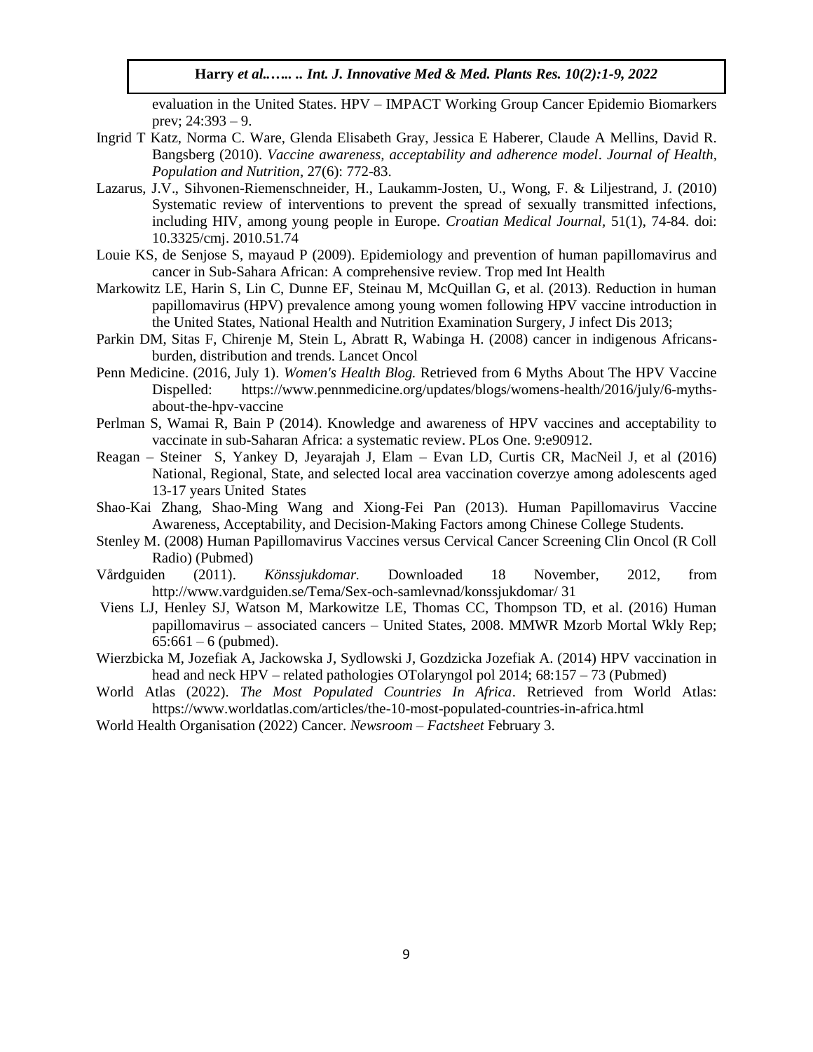evaluation in the United States. HPV – IMPACT Working Group Cancer Epidemio Biomarkers prev; 24:393 – 9.

Ingrid T Katz, Norma C. Ware, Glenda Elisabeth Gray, Jessica E Haberer, Claude A Mellins, David R. Bangsberg (2010). *Vaccine awareness, acceptability and adherence model*. *Journal of Health, Population and Nutrition*, 27(6): 772-83.

Lazarus, J.V., Sihvonen-Riemenschneider, H., Laukamm-Josten, U., Wong, F. & Liljestrand, J. (2010) Systematic review of interventions to prevent the spread of sexually transmitted infections, including HIV, among young people in Europe. *Croatian Medical Journal*, 51(1), 74-84. doi: 10.3325/cmj. 2010.51.74

Louie KS, de Senjose S, mayaud P (2009). Epidemiology and prevention of human papillomavirus and cancer in Sub-Sahara African: A comprehensive review. Trop med Int Health

Markowitz LE, Harin S, Lin C, Dunne EF, Steinau M, McQuillan G, et al. (2013). Reduction in human papillomavirus (HPV) prevalence among young women following HPV vaccine introduction in the United States, National Health and Nutrition Examination Surgery, J infect Dis 2013;

Parkin DM, Sitas F, Chirenje M, Stein L, Abratt R, Wabinga H. (2008) cancer in indigenous Africans-burden, distribution and trends. Lancet Oncol

Penn Medicine. (2016, July 1). *Women's Health Blog.* Retrieved from 6 Myths About The HPV Vaccine Dispelled: https://www.pennmedicine.org/updates/blogs/womens-health/2016/july/6-myths-about-the-hpv-vaccine

Perlman S, Wamai R, Bain P (2014). Knowledge and awareness of HPV vaccines and acceptability to vaccinate in sub-Saharan Africa: a systematic review. PLos One. 9:e90912.

Reagan – Steiner S, Yankey D, Jeyarajah J, Elam – Evan LD, Curtis CR, MacNeil J, et al (2016) National, Regional, State, and selected local area vaccination coverzye among adolescents aged 13-17 years United States

Shao-Kai Zhang, Shao-Ming Wang and Xiong-Fei Pan (2013). Human Papillomavirus Vaccine Awareness, Acceptability, and Decision-Making Factors among Chinese College Students.

Stenley M. (2008) Human Papillomavirus Vaccines versus Cervical Cancer Screening Clin Oncol (R Coll Radio) (Pubmed)

Vårdguiden (2011). *Könssjukdomar.* Downloaded 18 November, 2012, from http://www.vardguiden.se/Tema/Sex-och-samlevnad/konssjukdomar/ 31

Viens LJ, Henley SJ, Watson M, Markowitze LE, Thomas CC, Thompson TD, et al. (2016) Human papillomavirus – associated cancers – United States, 2008. MMWR Mzorb Mortal Wkly Rep; 65:661 – 6 (pubmed).

Wierzbicka M, Jozefiak A, Jackowska J, Sydlowski J, Gozdzicka Jozefiak A. (2014) HPV vaccination in head and neck HPV – related pathologies OTolaryngol pol 2014; 68:157 – 73 (Pubmed)

World Atlas (2022). *The Most Populated Countries In Africa*. Retrieved from World Atlas: https://www.worldatlas.com/articles/the-10-most-populated-countries-in-africa.html

World Health Organisation (2022) Cancer. *Newsroom – Factsheet* February 3.